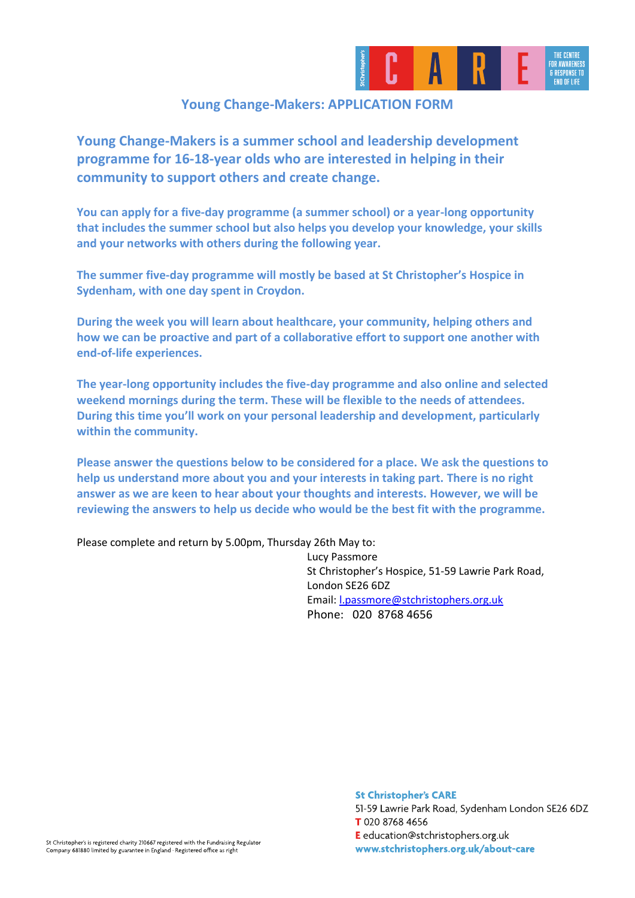# Young Change-Makers: APPLICATION FORM

**Young Change-Makers is a summer school and leadership development programme for 16-18-year olds who are interested in helping in their community to support others and create change.**

**You can apply for a five-day programme (a summer school) or a year-long opportunity that includes the summer school but also helps you develop your knowledge, your skills and your networks with others during the following year.**

**The summer five-day programme will mostly be based at St Christopher's Hospice in Sydenham, with one day spent in Croydon.**

**During the week you will learn about healthcare, your community, helping others and how we can be proactive and part of a collaborative effort to support one another with end-of-life experiences.**

**The year-long opportunity includes the five-day programme and also online and selected weekend mornings during the term. These will be flexible to the needs of attendees. During this time you'll work on your personal leadership and development, particularly within the community.**

**Please answer the questions below to be considered for a place. We ask the questions to help us understand more about you and your interests in taking part. There is no right answer as we are keen to hear about your thoughts and interests. However, we will be reviewing the answers to help us decide who would be the best fit with the programme.**

Please complete and return by 5.00pm, Thursday 26th May to:

Lucy Passmore
St Christopher's Hospice, 51-59 Lawrie Park Road,
London SE26 6DZ
Email: l.passmore@stchristophers.org.uk
Phone: 020 8768 4656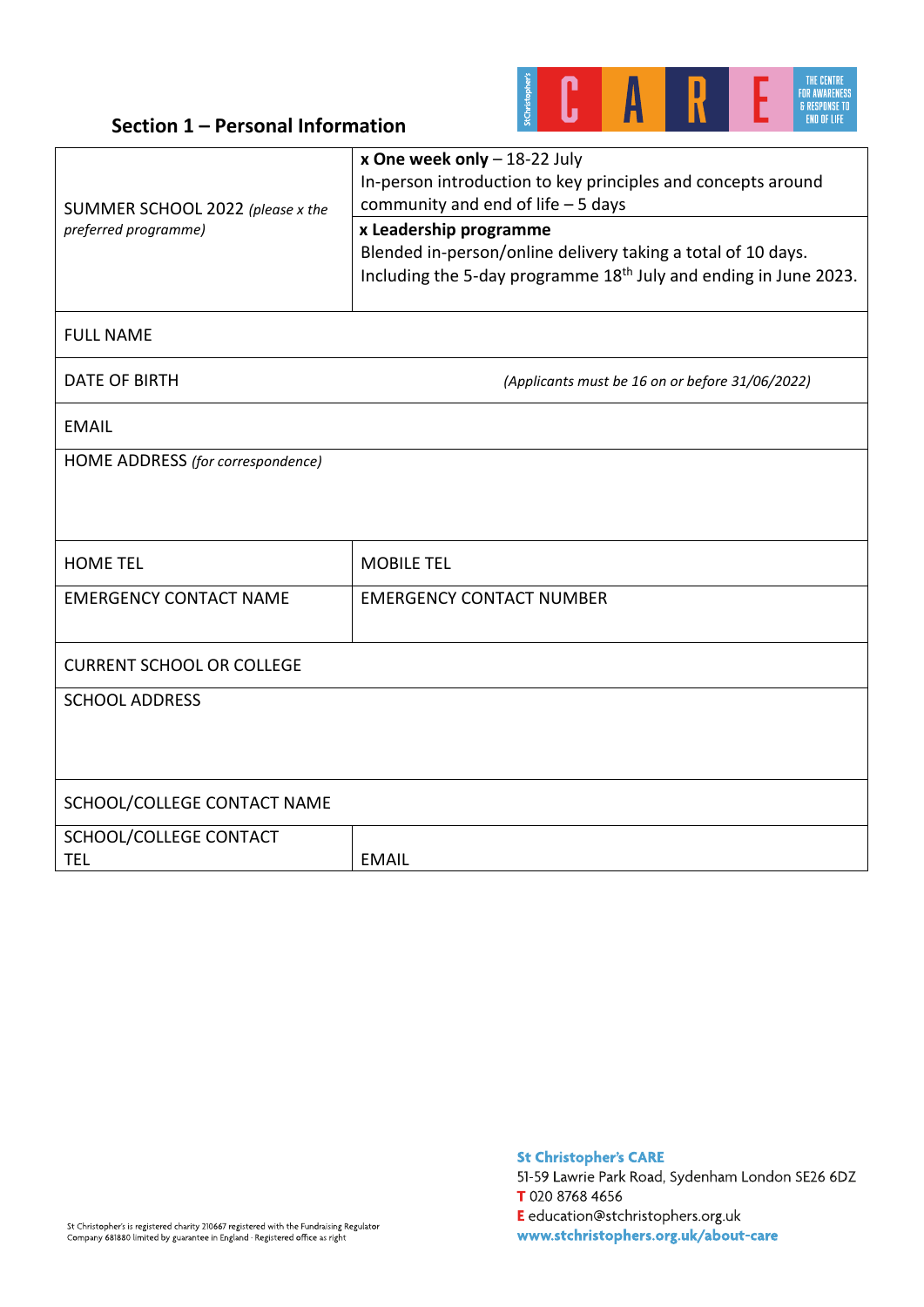## Section 1 – Personal Information

| | |
|---|---|
| SUMMER SCHOOL 2022 *(please x the preferred programme)* | **x One week only** – 18-22 July<br>In-person introduction to key principles and concepts around community and end of life – 5 days<br><br>**x Leadership programme**<br>Blended in-person/online delivery taking a total of 10 days. Including the 5-day programme 18th July and ending in June 2023. |
| FULL NAME | |
| DATE OF BIRTH | *(Applicants must be 16 on or before 31/06/2022)* |
| EMAIL | |
| HOME ADDRESS *(for correspondence)* | |
| HOME TEL | MOBILE TEL |
| EMERGENCY CONTACT NAME | EMERGENCY CONTACT NUMBER |
| CURRENT SCHOOL OR COLLEGE | |
| SCHOOL ADDRESS | |
| SCHOOL/COLLEGE CONTACT NAME | |
| SCHOOL/COLLEGE CONTACT TEL | EMAIL |

**St Christopher's CARE**
51-59 Lawrie Park Road, Sydenham London SE26 6DZ
T 020 8768 4656
E education@stchristophers.org.uk
**www.stchristophers.org.uk/about-care**

St Christopher's is registered charity 210667 registered with the Fundraising Regulator
Company 681880 limited by guarantee in England · Registered office as right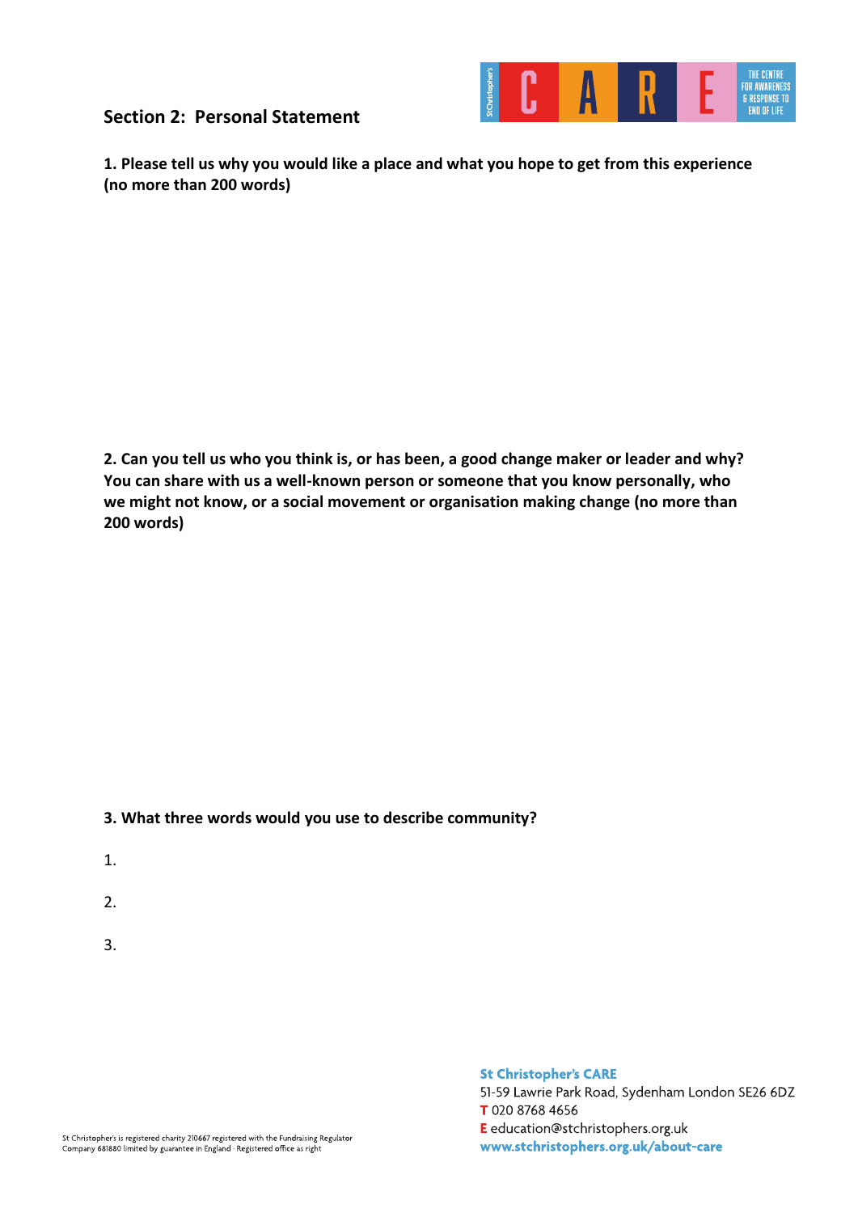## Section 2: Personal Statement

**1. Please tell us why you would like a place and what you hope to get from this experience (no more than 200 words)**

**2. Can you tell us who you think is, or has been, a good change maker or leader and why? You can share with us a well-known person or someone that you know personally, who we might not know, or a social movement or organisation making change (no more than 200 words)**

**3. What three words would you use to describe community?**

1.

2.

3.

**St Christopher's CARE**
51-59 Lawrie Park Road, Sydenham London SE26 6DZ
**T** 020 8768 4656
**E** education@stchristophers.org.uk
**www.stchristophers.org.uk/about-care**

St Christopher's is registered charity 210667 registered with the Fundraising Regulator
Company 681880 limited by guarantee in England · Registered office as right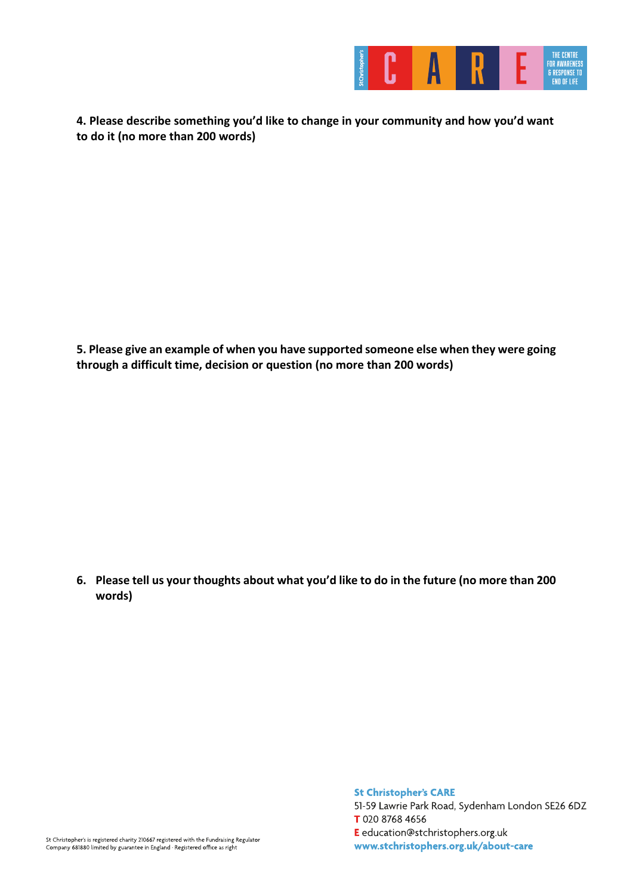**4. Please describe something you'd like to change in your community and how you'd want to do it (no more than 200 words)**

**5. Please give an example of when you have supported someone else when they were going through a difficult time, decision or question (no more than 200 words)**

**6. Please tell us your thoughts about what you'd like to do in the future (no more than 200 words)**

**St Christopher's CARE**
51-59 Lawrie Park Road, Sydenham London SE26 6DZ
**T** 020 8768 4656
**E** education@stchristophers.org.uk
**www.stchristophers.org.uk/about-care**

St Christopher's is registered charity 210667 registered with the Fundraising Regulator
Company 681880 limited by guarantee in England · Registered office as right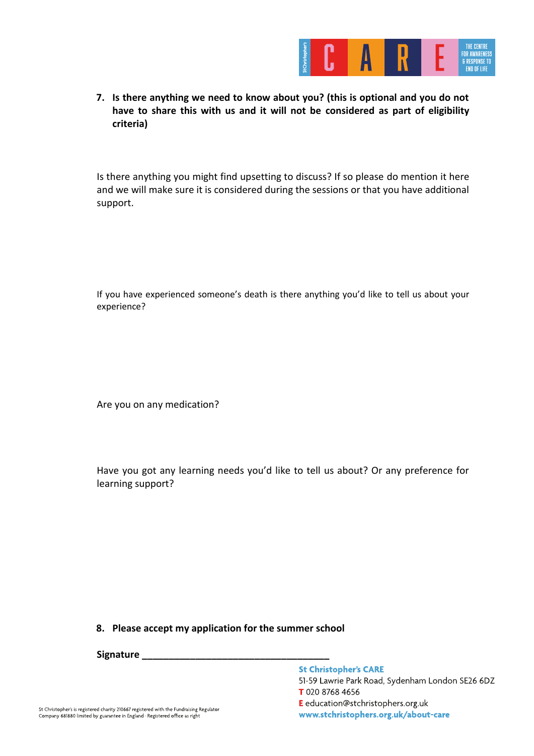7. **Is there anything we need to know about you? (this is optional and you do not have to share this with us and it will not be considered as part of eligibility criteria)**

Is there anything you might find upsetting to discuss? If so please do mention it here and we will make sure it is considered during the sessions or that you have additional support.

If you have experienced someone's death is there anything you'd like to tell us about your experience?

Are you on any medication?

Have you got any learning needs you'd like to tell us about? Or any preference for learning support?

8. **Please accept my application for the summer school**

**Signature** ___________________________________

**St Christopher's CARE**
51-59 Lawrie Park Road, Sydenham London SE26 6DZ
**T** 020 8768 4656
**E** education@stchristophers.org.uk
**www.stchristophers.org.uk/about-care**

St Christopher's is registered charity 210667 registered with the Fundraising Regulator
Company 681880 limited by guarantee in England · Registered office as right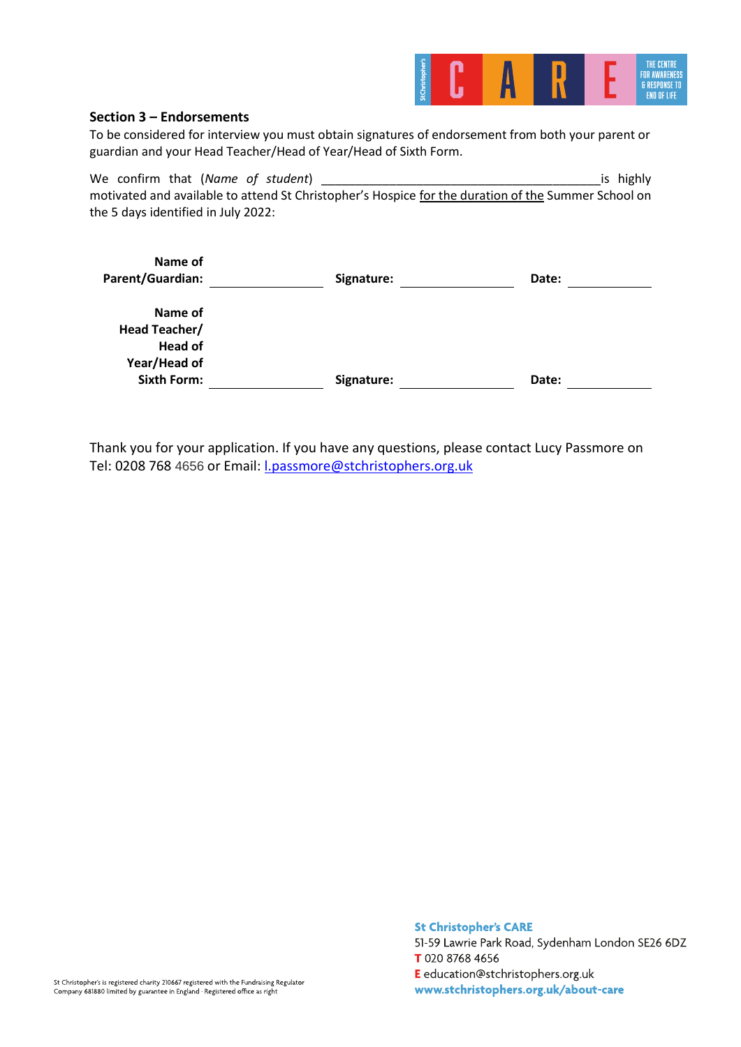## Section 3 – Endorsements

To be considered for interview you must obtain signatures of endorsement from both your parent or guardian and your Head Teacher/Head of Year/Head of Sixth Form.

We confirm that (*Name of student*) ________________________________________is highly motivated and available to attend St Christopher's Hospice for the duration of the Summer School on the 5 days identified in July 2022:

| | | | | | |
|---|---|---|---|---|---|
| **Name of Parent/Guardian:** | ________________ | **Signature:** | ________________ | **Date:** | ____________ |
| **Name of Head Teacher/ Head of Year/Head of Sixth Form:** | ________________ | **Signature:** | ________________ | **Date:** | ____________ |

Thank you for your application. If you have any questions, please contact Lucy Passmore on Tel: 0208 768 4656 or Email: l.passmore@stchristophers.org.uk

St Christopher's is registered charity 210667 registered with the Fundraising Regulator
Company 681880 limited by guarantee in England · Registered office as right

**St Christopher's CARE**
51-59 Lawrie Park Road, Sydenham London SE26 6DZ
**T** 020 8768 4656
**E** education@stchristophers.org.uk
**www.stchristophers.org.uk/about-care**